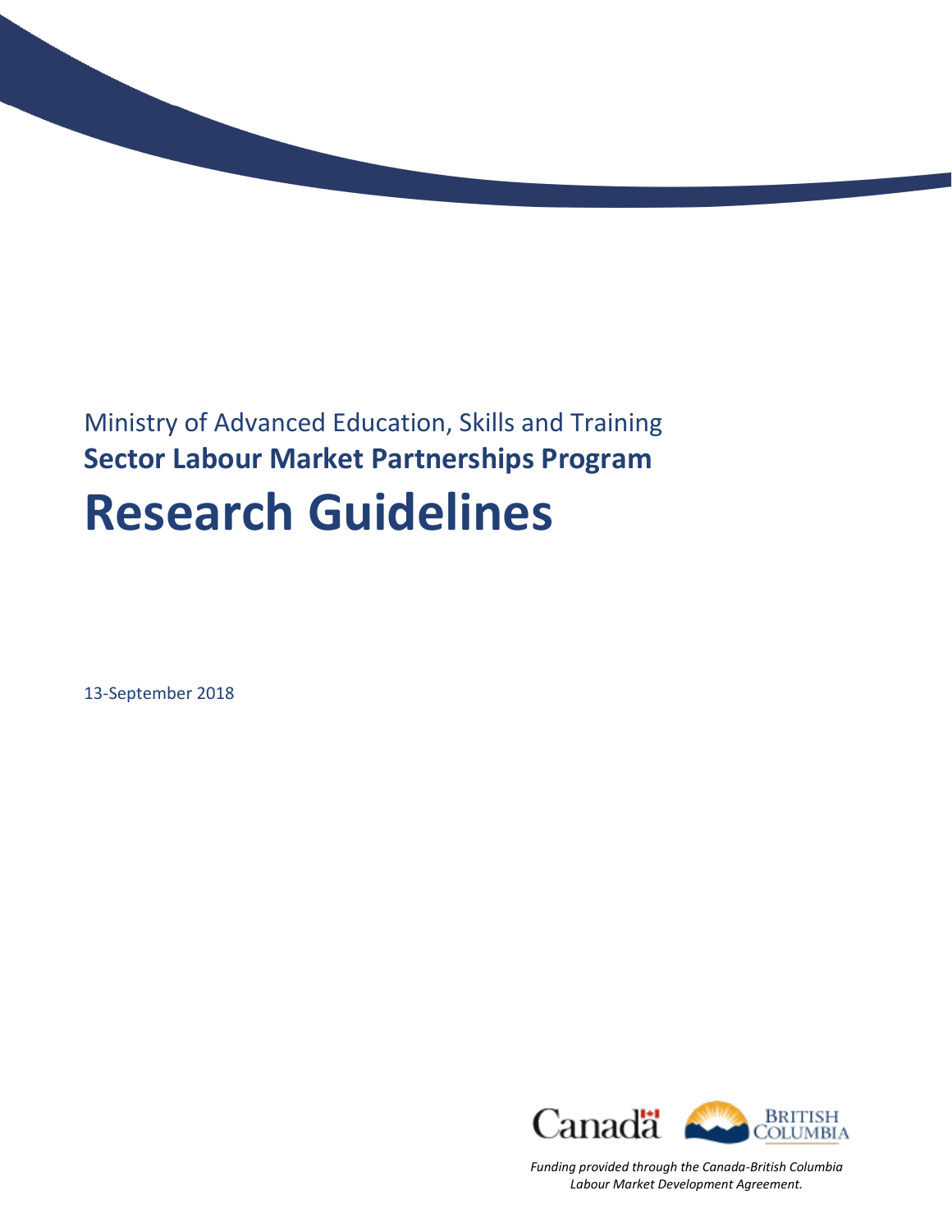Ministry of Advanced Education, Skills and Training

**Sector Labour Market Partnerships Program**

# Research Guidelines

13-September 2018

*Funding provided through the Canada-British Columbia Labour Market Development Agreement.*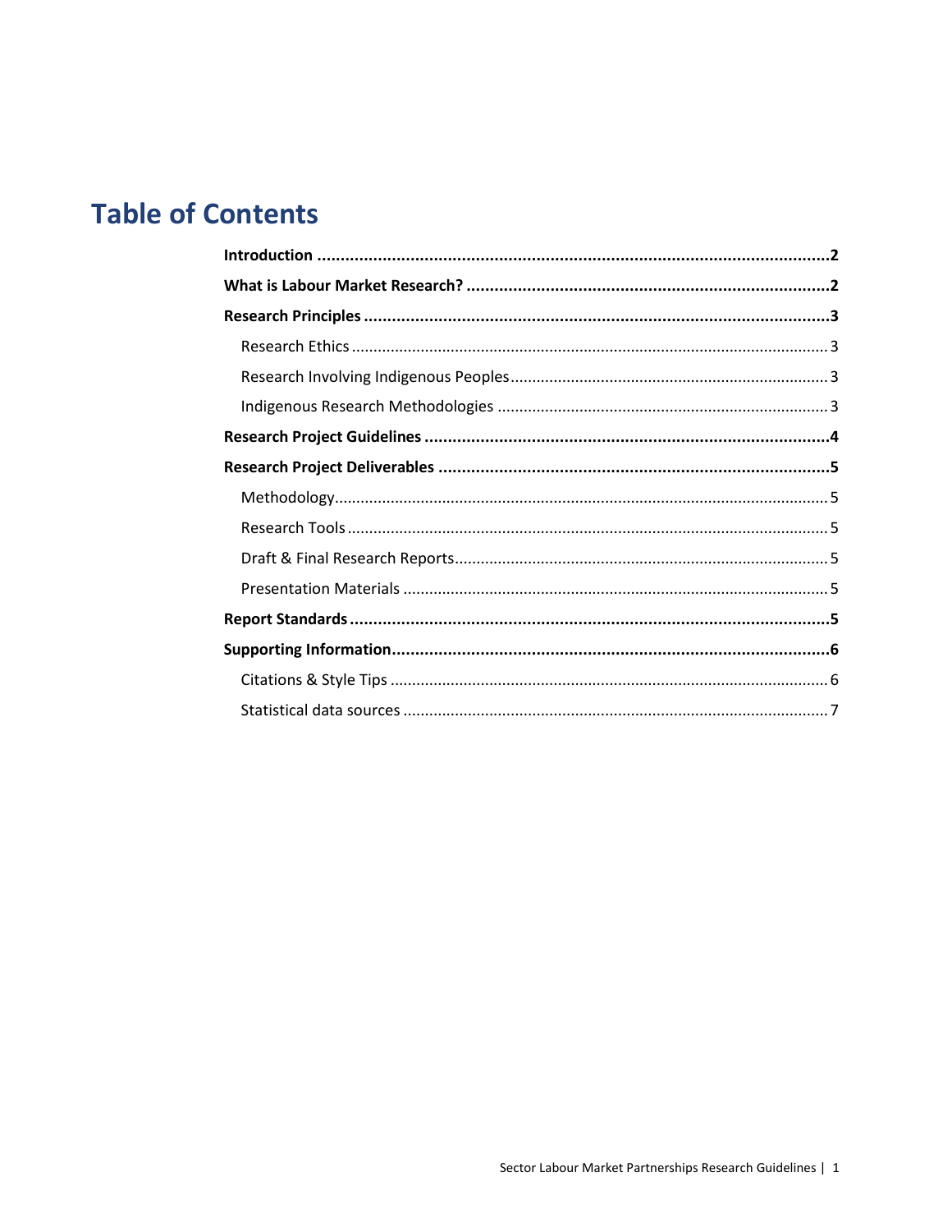# Table of Contents

**Introduction** .......... **2**

**What is Labour Market Research?** .......... **2**

**Research Principles** .......... **3**

- Research Ethics .......... 3
- Research Involving Indigenous Peoples .......... 3
- Indigenous Research Methodologies .......... 3

**Research Project Guidelines** .......... **4**

**Research Project Deliverables** .......... **5**

- Methodology .......... 5
- Research Tools .......... 5
- Draft & Final Research Reports .......... 5
- Presentation Materials .......... 5

**Report Standards** .......... **5**

**Supporting Information** .......... **6**

- Citations & Style Tips .......... 6
- Statistical data sources .......... 7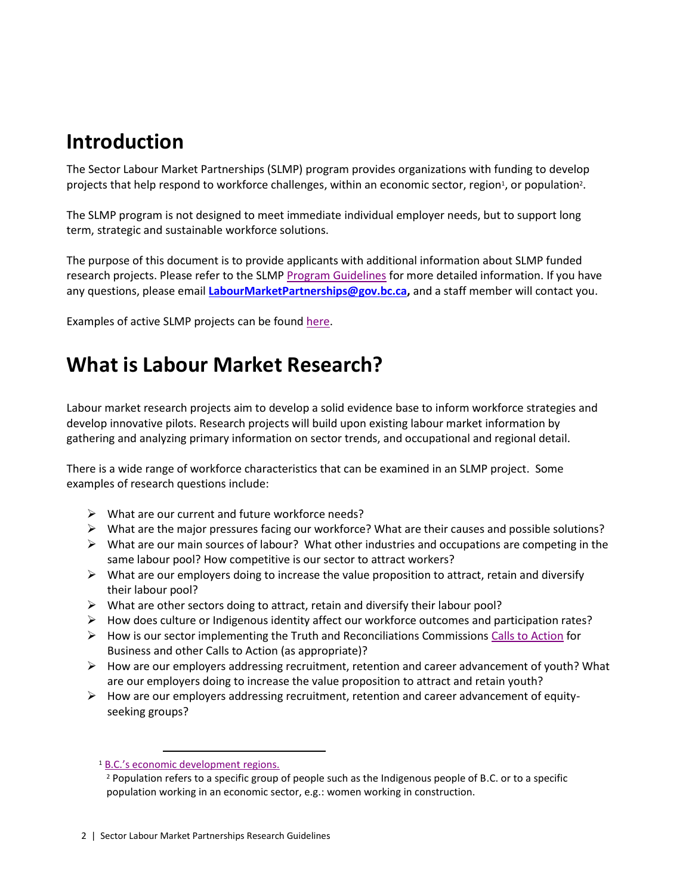# Introduction

The Sector Labour Market Partnerships (SLMP) program provides organizations with funding to develop projects that help respond to workforce challenges, within an economic sector, region[1], or population[2].

The SLMP program is not designed to meet immediate individual employer needs, but to support long term, strategic and sustainable workforce solutions.

The purpose of this document is to provide applicants with additional information about SLMP funded research projects. Please refer to the SLMP Program Guidelines for more detailed information. If you have any questions, please email **LabourMarketPartnerships@gov.bc.ca,** and a staff member will contact you.

Examples of active SLMP projects can be found here.

# What is Labour Market Research?

Labour market research projects aim to develop a solid evidence base to inform workforce strategies and develop innovative pilots. Research projects will build upon existing labour market information by gathering and analyzing primary information on sector trends, and occupational and regional detail.

There is a wide range of workforce characteristics that can be examined in an SLMP project. Some examples of research questions include:

- What are our current and future workforce needs?
- What are the major pressures facing our workforce? What are their causes and possible solutions?
- What are our main sources of labour? What other industries and occupations are competing in the same labour pool? How competitive is our sector to attract workers?
- What are our employers doing to increase the value proposition to attract, retain and diversify their labour pool?
- What are other sectors doing to attract, retain and diversify their labour pool?
- How does culture or Indigenous identity affect our workforce outcomes and participation rates?
- How is our sector implementing the Truth and Reconciliations Commissions Calls to Action for Business and other Calls to Action (as appropriate)?
- How are our employers addressing recruitment, retention and career advancement of youth? What are our employers doing to increase the value proposition to attract and retain youth?
- How are our employers addressing recruitment, retention and career advancement of equity-seeking groups?

---

[1] B.C.'s economic development regions.

[2] Population refers to a specific group of people such as the Indigenous people of B.C. or to a specific population working in an economic sector, e.g.: women working in construction.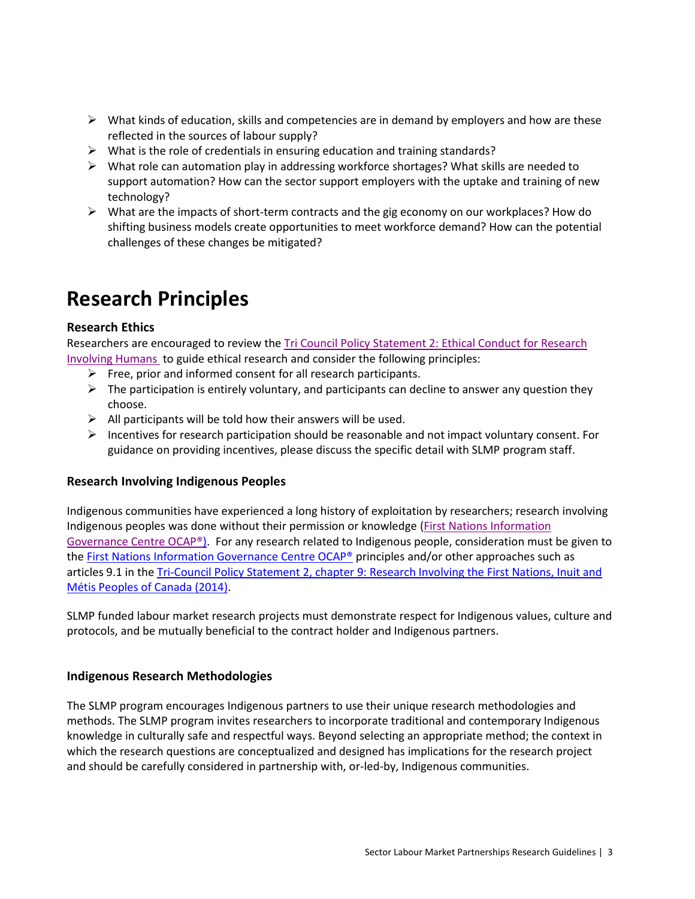- What kinds of education, skills and competencies are in demand by employers and how are these reflected in the sources of labour supply?
- What is the role of credentials in ensuring education and training standards?
- What role can automation play in addressing workforce shortages? What skills are needed to support automation? How can the sector support employers with the uptake and training of new technology?
- What are the impacts of short-term contracts and the gig economy on our workplaces? How do shifting business models create opportunities to meet workforce demand? How can the potential challenges of these changes be mitigated?

# Research Principles

### Research Ethics

Researchers are encouraged to review the [Tri Council Policy Statement 2: Ethical Conduct for Research Involving Humans](#) to guide ethical research and consider the following principles:

- Free, prior and informed consent for all research participants.
- The participation is entirely voluntary, and participants can decline to answer any question they choose.
- All participants will be told how their answers will be used.
- Incentives for research participation should be reasonable and not impact voluntary consent. For guidance on providing incentives, please discuss the specific detail with SLMP program staff.

### Research Involving Indigenous Peoples

Indigenous communities have experienced a long history of exploitation by researchers; research involving Indigenous peoples was done without their permission or knowledge ([First Nations Information Governance Centre OCAP®](#)). For any research related to Indigenous people, consideration must be given to the [First Nations Information Governance Centre OCAP®](#) principles and/or other approaches such as articles 9.1 in the [Tri-Council Policy Statement 2, chapter 9: Research Involving the First Nations, Inuit and Métis Peoples of Canada (2014)](#).

SLMP funded labour market research projects must demonstrate respect for Indigenous values, culture and protocols, and be mutually beneficial to the contract holder and Indigenous partners.

### Indigenous Research Methodologies

The SLMP program encourages Indigenous partners to use their unique research methodologies and methods. The SLMP program invites researchers to incorporate traditional and contemporary Indigenous knowledge in culturally safe and respectful ways. Beyond selecting an appropriate method; the context in which the research questions are conceptualized and designed has implications for the research project and should be carefully considered in partnership with, or-led-by, Indigenous communities.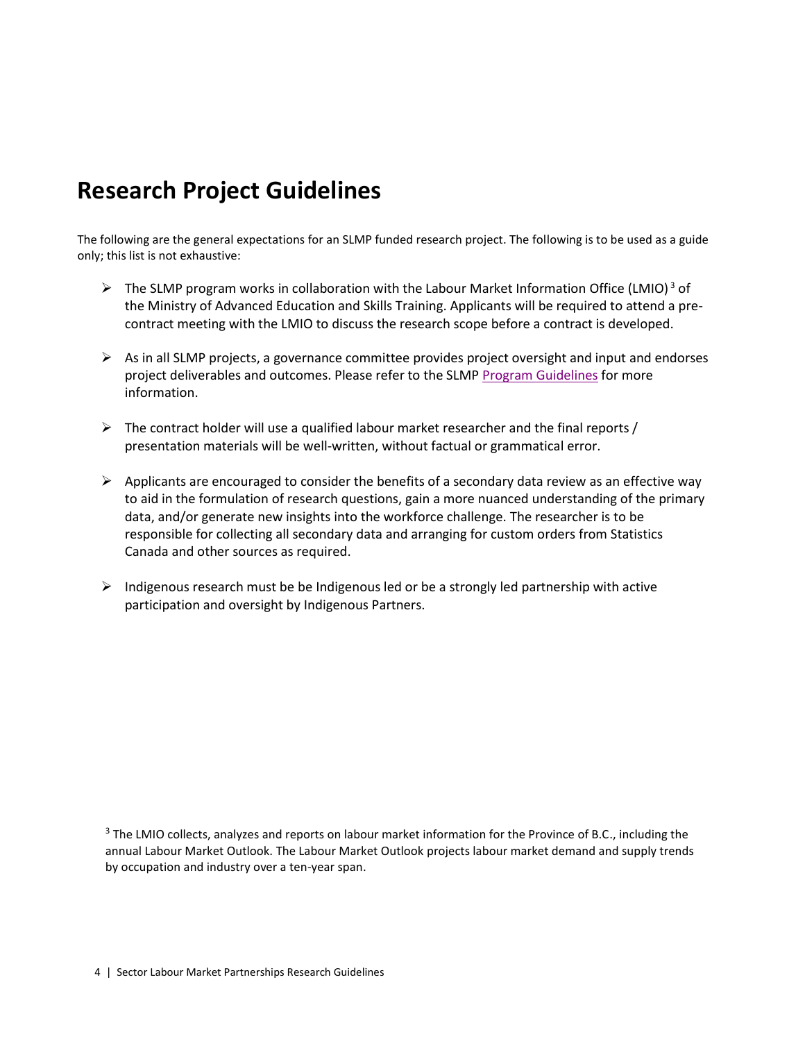# Research Project Guidelines

The following are the general expectations for an SLMP funded research project. The following is to be used as a guide only; this list is not exhaustive:

- The SLMP program works in collaboration with the Labour Market Information Office (LMIO)[3] of the Ministry of Advanced Education and Skills Training. Applicants will be required to attend a pre-contract meeting with the LMIO to discuss the research scope before a contract is developed.

- As in all SLMP projects, a governance committee provides project oversight and input and endorses project deliverables and outcomes. Please refer to the SLMP Program Guidelines for more information.

- The contract holder will use a qualified labour market researcher and the final reports / presentation materials will be well-written, without factual or grammatical error.

- Applicants are encouraged to consider the benefits of a secondary data review as an effective way to aid in the formulation of research questions, gain a more nuanced understanding of the primary data, and/or generate new insights into the workforce challenge. The researcher is to be responsible for collecting all secondary data and arranging for custom orders from Statistics Canada and other sources as required.

- Indigenous research must be be Indigenous led or be a strongly led partnership with active participation and oversight by Indigenous Partners.

[3] The LMIO collects, analyzes and reports on labour market information for the Province of B.C., including the annual Labour Market Outlook. The Labour Market Outlook projects labour market demand and supply trends by occupation and industry over a ten-year span.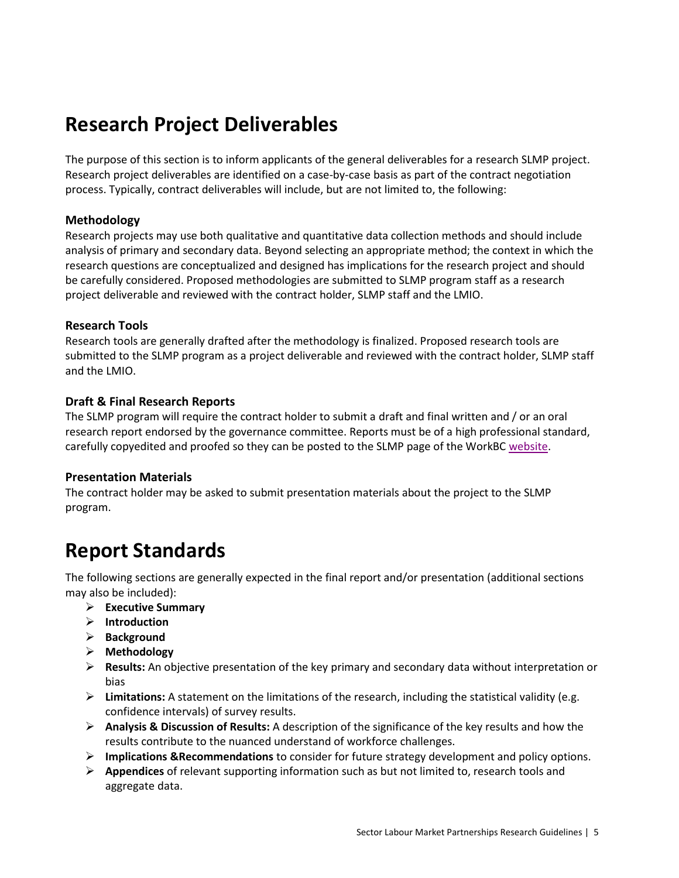# Research Project Deliverables

The purpose of this section is to inform applicants of the general deliverables for a research SLMP project. Research project deliverables are identified on a case-by-case basis as part of the contract negotiation process. Typically, contract deliverables will include, but are not limited to, the following:

### Methodology

Research projects may use both qualitative and quantitative data collection methods and should include analysis of primary and secondary data. Beyond selecting an appropriate method; the context in which the research questions are conceptualized and designed has implications for the research project and should be carefully considered. Proposed methodologies are submitted to SLMP program staff as a research project deliverable and reviewed with the contract holder, SLMP staff and the LMIO.

### Research Tools

Research tools are generally drafted after the methodology is finalized. Proposed research tools are submitted to the SLMP program as a project deliverable and reviewed with the contract holder, SLMP staff and the LMIO.

### Draft & Final Research Reports

The SLMP program will require the contract holder to submit a draft and final written and / or an oral research report endorsed by the governance committee. Reports must be of a high professional standard, carefully copyedited and proofed so they can be posted to the SLMP page of the WorkBC website.

### Presentation Materials

The contract holder may be asked to submit presentation materials about the project to the SLMP program.

# Report Standards

The following sections are generally expected in the final report and/or presentation (additional sections may also be included):

- **Executive Summary**
- **Introduction**
- **Background**
- **Methodology**
- **Results:** An objective presentation of the key primary and secondary data without interpretation or bias
- **Limitations:** A statement on the limitations of the research, including the statistical validity (e.g. confidence intervals) of survey results.
- **Analysis & Discussion of Results:** A description of the significance of the key results and how the results contribute to the nuanced understand of workforce challenges.
- **Implications &Recommendations** to consider for future strategy development and policy options.
- **Appendices** of relevant supporting information such as but not limited to, research tools and aggregate data.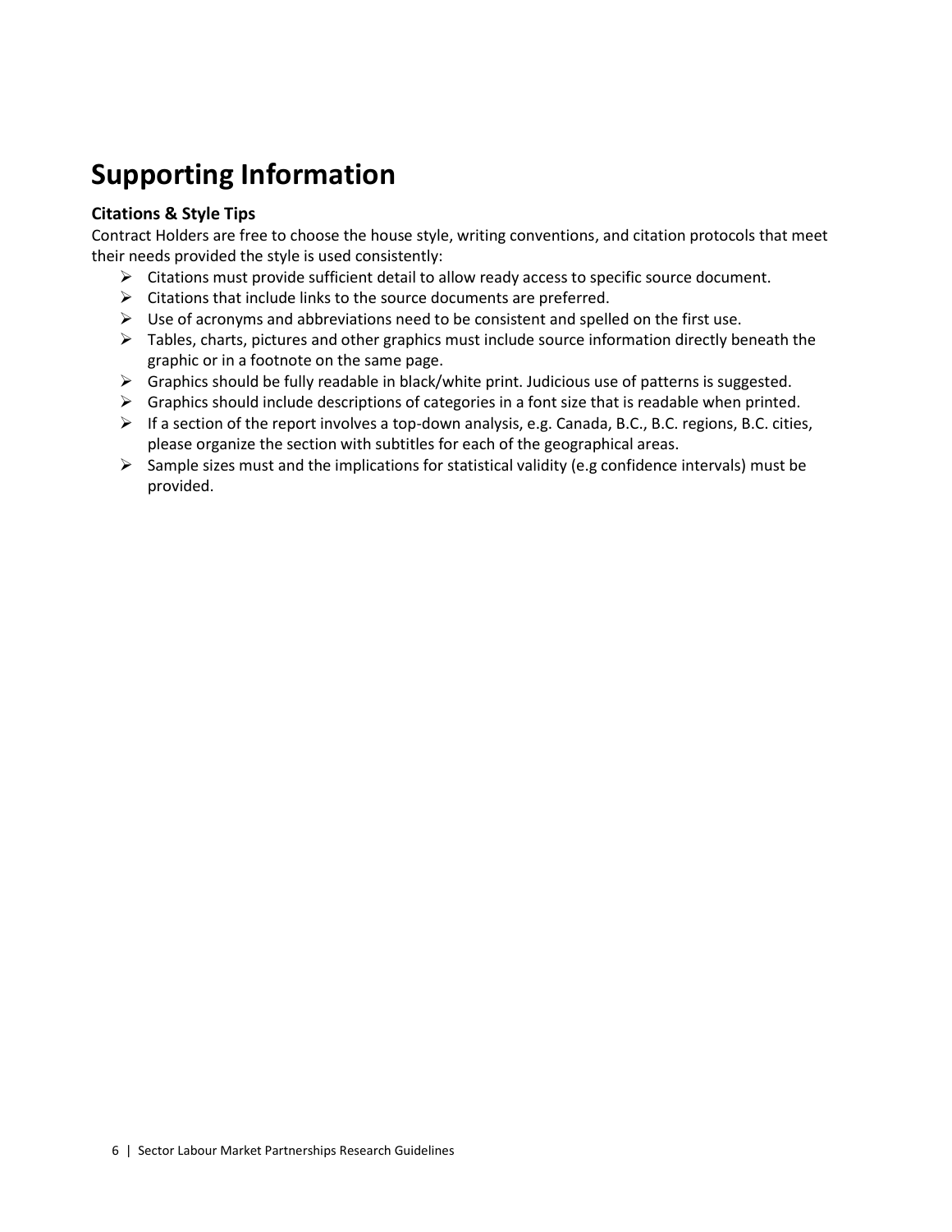# Supporting Information

### Citations & Style Tips

Contract Holders are free to choose the house style, writing conventions, and citation protocols that meet their needs provided the style is used consistently:

- Citations must provide sufficient detail to allow ready access to specific source document.
- Citations that include links to the source documents are preferred.
- Use of acronyms and abbreviations need to be consistent and spelled on the first use.
- Tables, charts, pictures and other graphics must include source information directly beneath the graphic or in a footnote on the same page.
- Graphics should be fully readable in black/white print. Judicious use of patterns is suggested.
- Graphics should include descriptions of categories in a font size that is readable when printed.
- If a section of the report involves a top-down analysis, e.g. Canada, B.C., B.C. regions, B.C. cities, please organize the section with subtitles for each of the geographical areas.
- Sample sizes must and the implications for statistical validity (e.g confidence intervals) must be provided.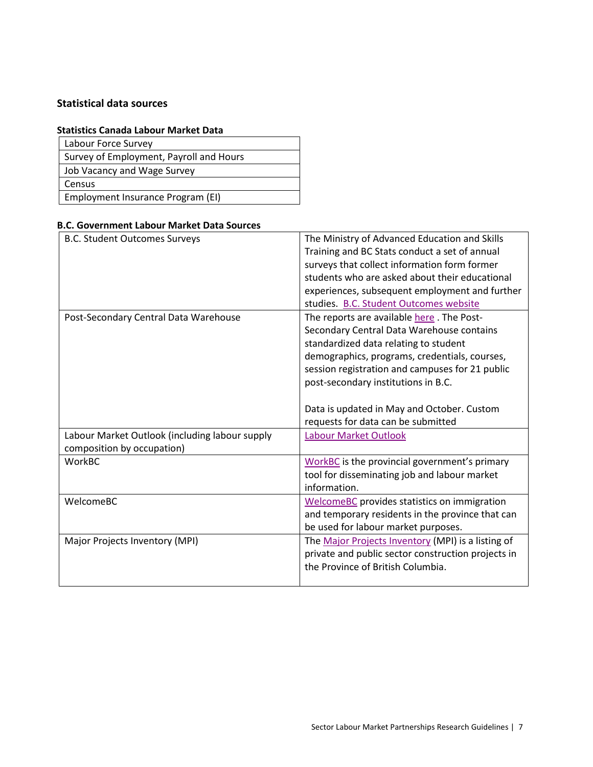## Statistical data sources

### Statistics Canada Labour Market Data

| |
|---|
| Labour Force Survey |
| Survey of Employment, Payroll and Hours |
| Job Vacancy and Wage Survey |
| Census |
| Employment Insurance Program (EI) |

### B.C. Government Labour Market Data Sources

| | |
|---|---|
| B.C. Student Outcomes Surveys | The Ministry of Advanced Education and Skills Training and BC Stats conduct a set of annual surveys that collect information form former students who are asked about their educational experiences, subsequent employment and further studies. B.C. Student Outcomes website |
| Post-Secondary Central Data Warehouse | The reports are available here . The Post-Secondary Central Data Warehouse contains standardized data relating to student demographics, programs, credentials, courses, session registration and campuses for 21 public post-secondary institutions in B.C.<br><br>Data is updated in May and October. Custom requests for data can be submitted |
| Labour Market Outlook (including labour supply composition by occupation) | Labour Market Outlook |
| WorkBC | WorkBC is the provincial government's primary tool for disseminating job and labour market information. |
| WelcomeBC | WelcomeBC provides statistics on immigration and temporary residents in the province that can be used for labour market purposes. |
| Major Projects Inventory (MPI) | The Major Projects Inventory (MPI) is a listing of private and public sector construction projects in the Province of British Columbia. |